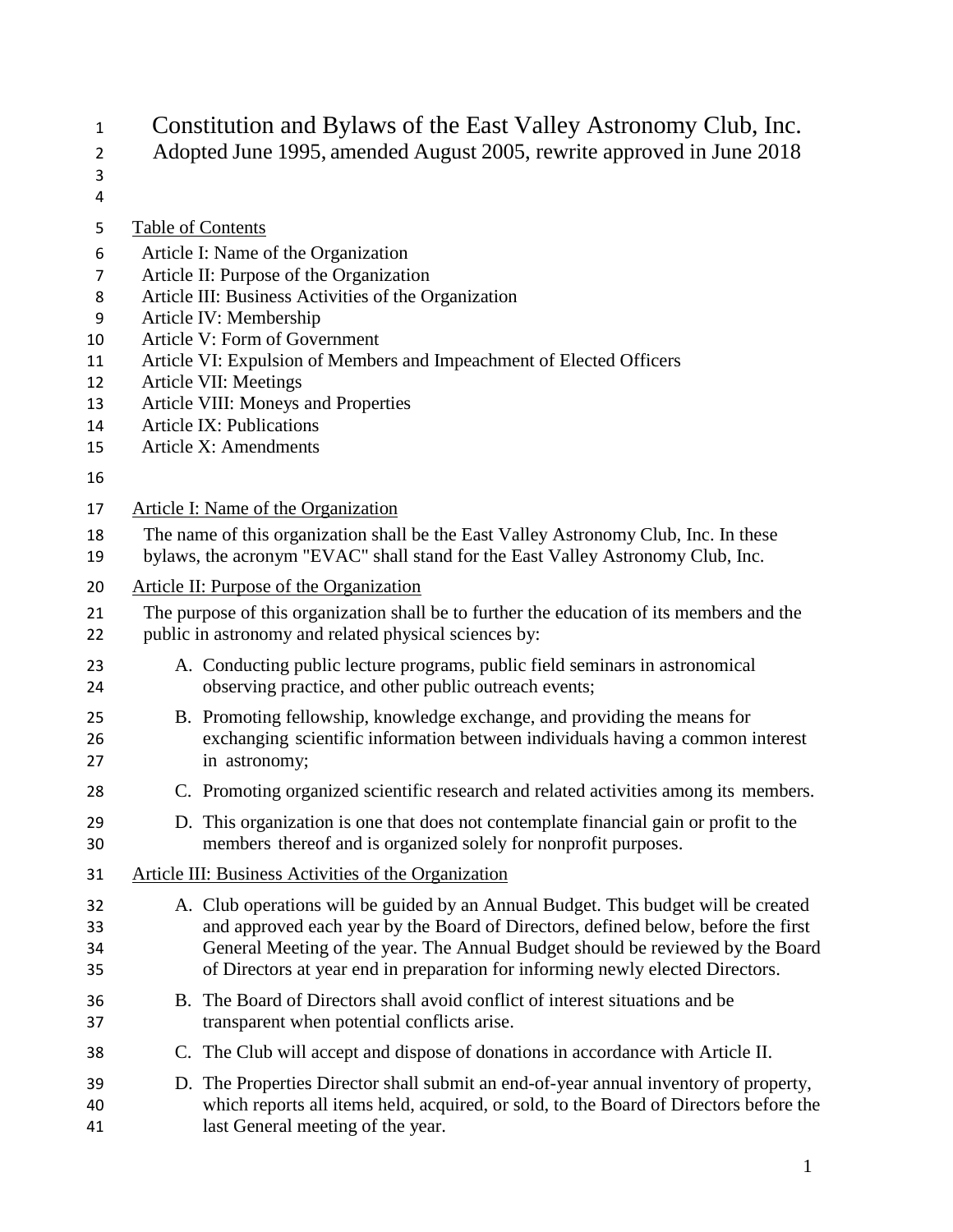# Constitution and Bylaws of the East Valley Astronomy Club, Inc.

Adopted June 1995, amended August 2005, rewrite approved in June 2018

## Table of Contents

- Article I: Name of the Organization
- Article II: Purpose of the Organization
- Article III: Business Activities of the Organization
- Article IV: Membership
- Article V: Form of Government
- Article VI: Expulsion of Members and Impeachment of Elected Officers
- Article VII: Meetings
- Article VIII: Moneys and Properties
- Article IX: Publications
- Article X: Amendments

## Article I: Name of the Organization

The name of this organization shall be the East Valley Astronomy Club, Inc. In these bylaws, the acronym "EVAC" shall stand for the East Valley Astronomy Club, Inc.

## Article II: Purpose of the Organization

The purpose of this organization shall be to further the education of its members and the public in astronomy and related physical sciences by:

A. Conducting public lecture programs, public field seminars in astronomical observing practice, and other public outreach events;

B. Promoting fellowship, knowledge exchange, and providing the means for exchanging scientific information between individuals having a common interest in astronomy;

C. Promoting organized scientific research and related activities among its members.

D. This organization is one that does not contemplate financial gain or profit to the members thereof and is organized solely for nonprofit purposes.

## Article III: Business Activities of the Organization

A. Club operations will be guided by an Annual Budget. This budget will be created and approved each year by the Board of Directors, defined below, before the first General Meeting of the year. The Annual Budget should be reviewed by the Board of Directors at year end in preparation for informing newly elected Directors.

B. The Board of Directors shall avoid conflict of interest situations and be transparent when potential conflicts arise.

C. The Club will accept and dispose of donations in accordance with Article II.

D. The Properties Director shall submit an end-of-year annual inventory of property, which reports all items held, acquired, or sold, to the Board of Directors before the last General meeting of the year.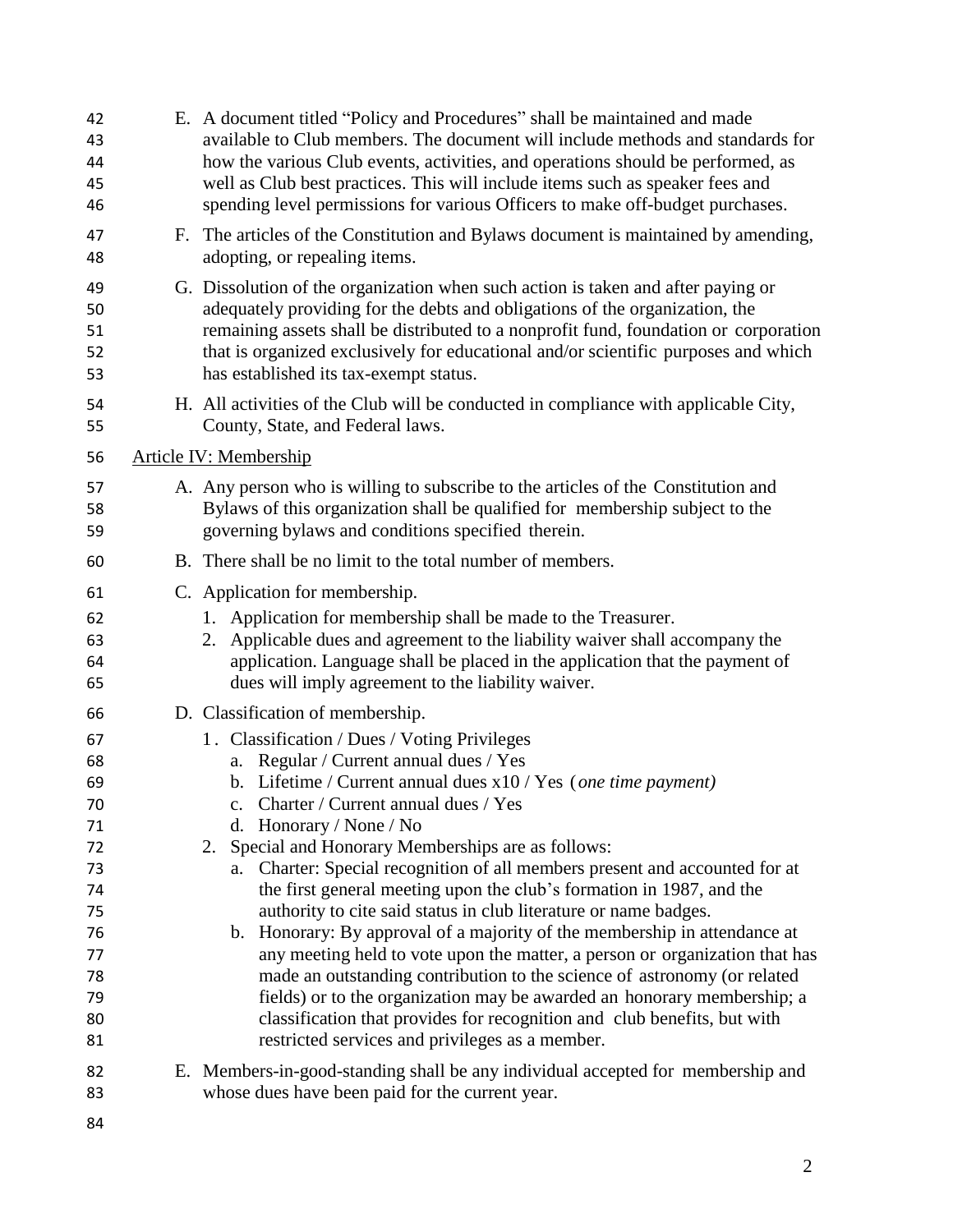E. A document titled "Policy and Procedures" shall be maintained and made available to Club members. The document will include methods and standards for how the various Club events, activities, and operations should be performed, as well as Club best practices. This will include items such as speaker fees and spending level permissions for various Officers to make off-budget purchases.

F. The articles of the Constitution and Bylaws document is maintained by amending, adopting, or repealing items.

G. Dissolution of the organization when such action is taken and after paying or adequately providing for the debts and obligations of the organization, the remaining assets shall be distributed to a nonprofit fund, foundation or corporation that is organized exclusively for educational and/or scientific purposes and which has established its tax-exempt status.

H. All activities of the Club will be conducted in compliance with applicable City, County, State, and Federal laws.

## Article IV: Membership

A. Any person who is willing to subscribe to the articles of the Constitution and Bylaws of this organization shall be qualified for membership subject to the governing bylaws and conditions specified therein.

B. There shall be no limit to the total number of members.

C. Application for membership.

1. Application for membership shall be made to the Treasurer.
2. Applicable dues and agreement to the liability waiver shall accompany the application. Language shall be placed in the application that the payment of dues will imply agreement to the liability waiver.

D. Classification of membership.

1. Classification / Dues / Voting Privileges
    a. Regular / Current annual dues / Yes
    b. Lifetime / Current annual dues x10 / Yes (*one time payment)*
    c. Charter / Current annual dues / Yes
    d. Honorary / None / No
2. Special and Honorary Memberships are as follows:
    a. Charter: Special recognition of all members present and accounted for at the first general meeting upon the club's formation in 1987, and the authority to cite said status in club literature or name badges.
    b. Honorary: By approval of a majority of the membership in attendance at any meeting held to vote upon the matter, a person or organization that has made an outstanding contribution to the science of astronomy (or related fields) or to the organization may be awarded an honorary membership; a classification that provides for recognition and club benefits, but with restricted services and privileges as a member.

E. Members-in-good-standing shall be any individual accepted for membership and whose dues have been paid for the current year.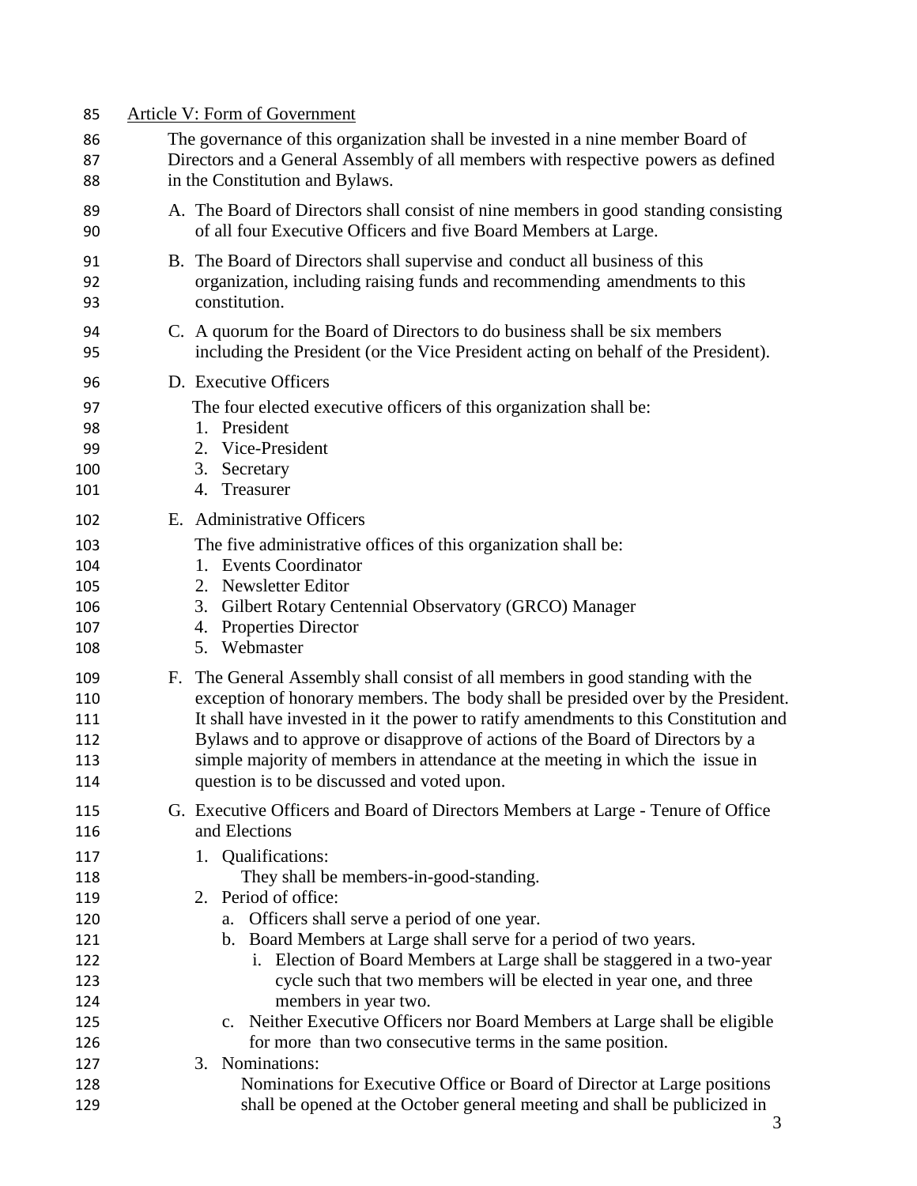Article V: Form of Government

The governance of this organization shall be invested in a nine member Board of Directors and a General Assembly of all members with respective powers as defined in the Constitution and Bylaws.

A. The Board of Directors shall consist of nine members in good standing consisting of all four Executive Officers and five Board Members at Large.

B. The Board of Directors shall supervise and conduct all business of this organization, including raising funds and recommending amendments to this constitution.

C. A quorum for the Board of Directors to do business shall be six members including the President (or the Vice President acting on behalf of the President).

D. Executive Officers

   The four elected executive officers of this organization shall be:
   1. President
   2. Vice-President
   3. Secretary
   4. Treasurer

E. Administrative Officers

   The five administrative offices of this organization shall be:
   1. Events Coordinator
   2. Newsletter Editor
   3. Gilbert Rotary Centennial Observatory (GRCO) Manager
   4. Properties Director
   5. Webmaster

F. The General Assembly shall consist of all members in good standing with the exception of honorary members. The body shall be presided over by the President. It shall have invested in it the power to ratify amendments to this Constitution and Bylaws and to approve or disapprove of actions of the Board of Directors by a simple majority of members in attendance at the meeting in which the issue in question is to be discussed and voted upon.

G. Executive Officers and Board of Directors Members at Large - Tenure of Office and Elections

   1. Qualifications:
      They shall be members-in-good-standing.
   2. Period of office:
      a. Officers shall serve a period of one year.
      b. Board Members at Large shall serve for a period of two years.
         i. Election of Board Members at Large shall be staggered in a two-year cycle such that two members will be elected in year one, and three members in year two.
      c. Neither Executive Officers nor Board Members at Large shall be eligible for more than two consecutive terms in the same position.
   3. Nominations:
      Nominations for Executive Office or Board of Director at Large positions shall be opened at the October general meeting and shall be publicized in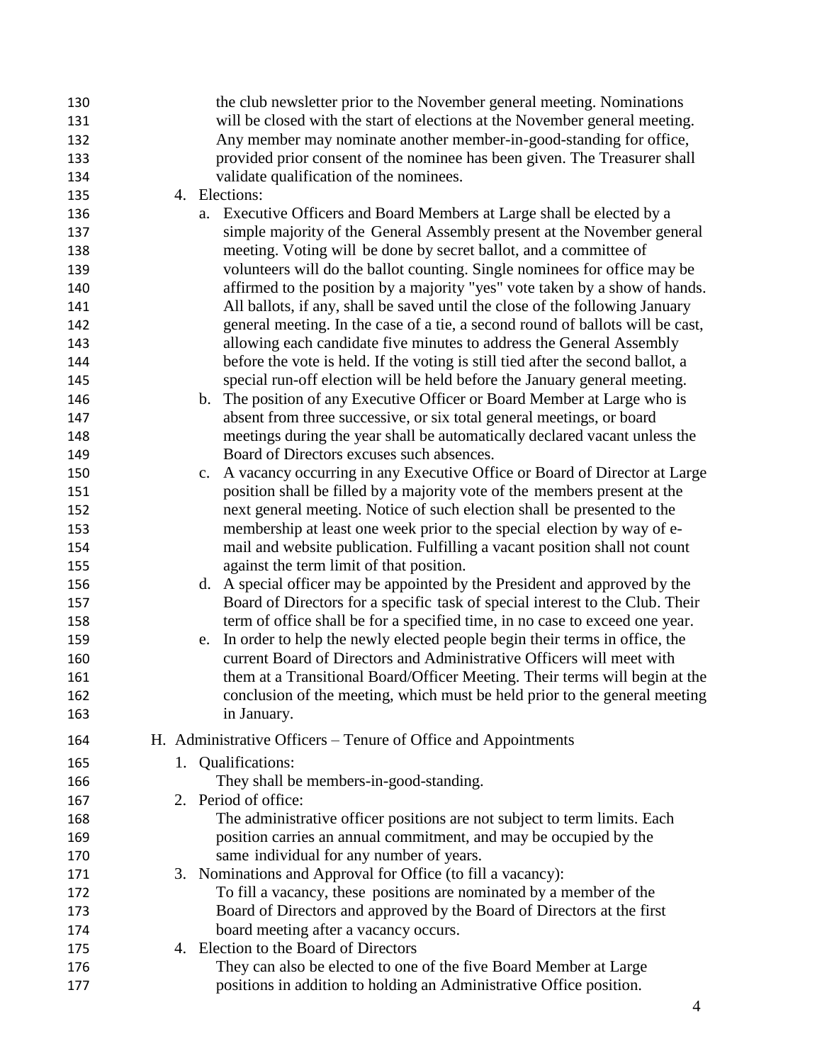the club newsletter prior to the November general meeting. Nominations will be closed with the start of elections at the November general meeting. Any member may nominate another member-in-good-standing for office, provided prior consent of the nominee has been given. The Treasurer shall validate qualification of the nominees.

4. Elections:
   a. Executive Officers and Board Members at Large shall be elected by a simple majority of the General Assembly present at the November general meeting. Voting will be done by secret ballot, and a committee of volunteers will do the ballot counting. Single nominees for office may be affirmed to the position by a majority "yes" vote taken by a show of hands. All ballots, if any, shall be saved until the close of the following January general meeting. In the case of a tie, a second round of ballots will be cast, allowing each candidate five minutes to address the General Assembly before the vote is held. If the voting is still tied after the second ballot, a special run-off election will be held before the January general meeting.
   b. The position of any Executive Officer or Board Member at Large who is absent from three successive, or six total general meetings, or board meetings during the year shall be automatically declared vacant unless the Board of Directors excuses such absences.
   c. A vacancy occurring in any Executive Office or Board of Director at Large position shall be filled by a majority vote of the members present at the next general meeting. Notice of such election shall be presented to the membership at least one week prior to the special election by way of e-mail and website publication. Fulfilling a vacant position shall not count against the term limit of that position.
   d. A special officer may be appointed by the President and approved by the Board of Directors for a specific task of special interest to the Club. Their term of office shall be for a specified time, in no case to exceed one year.
   e. In order to help the newly elected people begin their terms in office, the current Board of Directors and Administrative Officers will meet with them at a Transitional Board/Officer Meeting. Their terms will begin at the conclusion of the meeting, which must be held prior to the general meeting in January.

H. Administrative Officers – Tenure of Office and Appointments

1. Qualifications:
   They shall be members-in-good-standing.
2. Period of office:
   The administrative officer positions are not subject to term limits. Each position carries an annual commitment, and may be occupied by the same individual for any number of years.
3. Nominations and Approval for Office (to fill a vacancy):
   To fill a vacancy, these positions are nominated by a member of the Board of Directors and approved by the Board of Directors at the first board meeting after a vacancy occurs.
4. Election to the Board of Directors
   They can also be elected to one of the five Board Member at Large positions in addition to holding an Administrative Office position.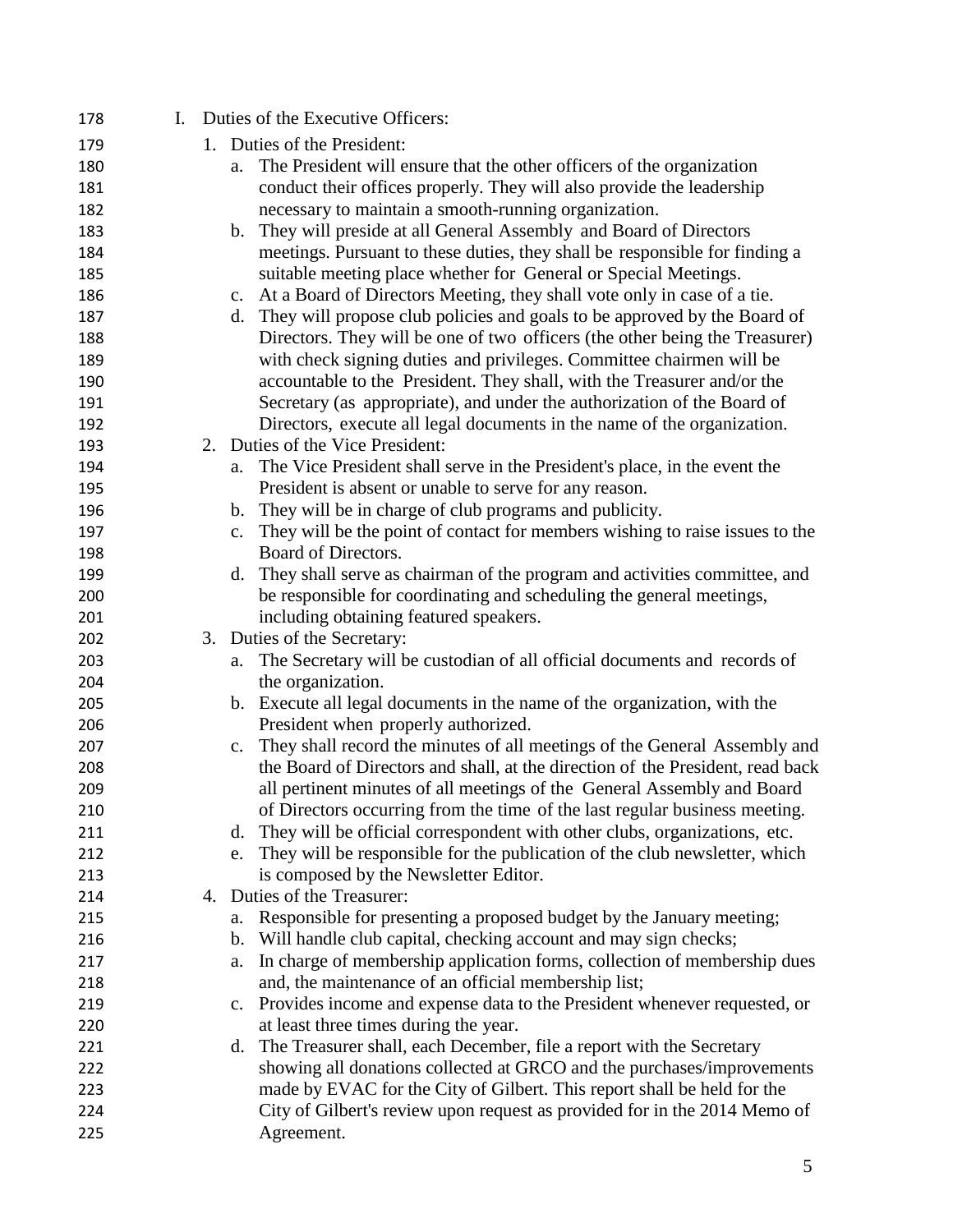I. Duties of the Executive Officers:

1. Duties of the President:
   a. The President will ensure that the other officers of the organization conduct their offices properly. They will also provide the leadership necessary to maintain a smooth-running organization.
   b. They will preside at all General Assembly and Board of Directors meetings. Pursuant to these duties, they shall be responsible for finding a suitable meeting place whether for General or Special Meetings.
   c. At a Board of Directors Meeting, they shall vote only in case of a tie.
   d. They will propose club policies and goals to be approved by the Board of Directors. They will be one of two officers (the other being the Treasurer) with check signing duties and privileges. Committee chairmen will be accountable to the President. They shall, with the Treasurer and/or the Secretary (as appropriate), and under the authorization of the Board of Directors, execute all legal documents in the name of the organization.
2. Duties of the Vice President:
   a. The Vice President shall serve in the President's place, in the event the President is absent or unable to serve for any reason.
   b. They will be in charge of club programs and publicity.
   c. They will be the point of contact for members wishing to raise issues to the Board of Directors.
   d. They shall serve as chairman of the program and activities committee, and be responsible for coordinating and scheduling the general meetings, including obtaining featured speakers.
3. Duties of the Secretary:
   a. The Secretary will be custodian of all official documents and records of the organization.
   b. Execute all legal documents in the name of the organization, with the President when properly authorized.
   c. They shall record the minutes of all meetings of the General Assembly and the Board of Directors and shall, at the direction of the President, read back all pertinent minutes of all meetings of the General Assembly and Board of Directors occurring from the time of the last regular business meeting.
   d. They will be official correspondent with other clubs, organizations, etc.
   e. They will be responsible for the publication of the club newsletter, which is composed by the Newsletter Editor.
4. Duties of the Treasurer:
   a. Responsible for presenting a proposed budget by the January meeting;
   b. Will handle club capital, checking account and may sign checks;
   a. In charge of membership application forms, collection of membership dues and, the maintenance of an official membership list;
   c. Provides income and expense data to the President whenever requested, or at least three times during the year.
   d. The Treasurer shall, each December, file a report with the Secretary showing all donations collected at GRCO and the purchases/improvements made by EVAC for the City of Gilbert. This report shall be held for the City of Gilbert's review upon request as provided for in the 2014 Memo of Agreement.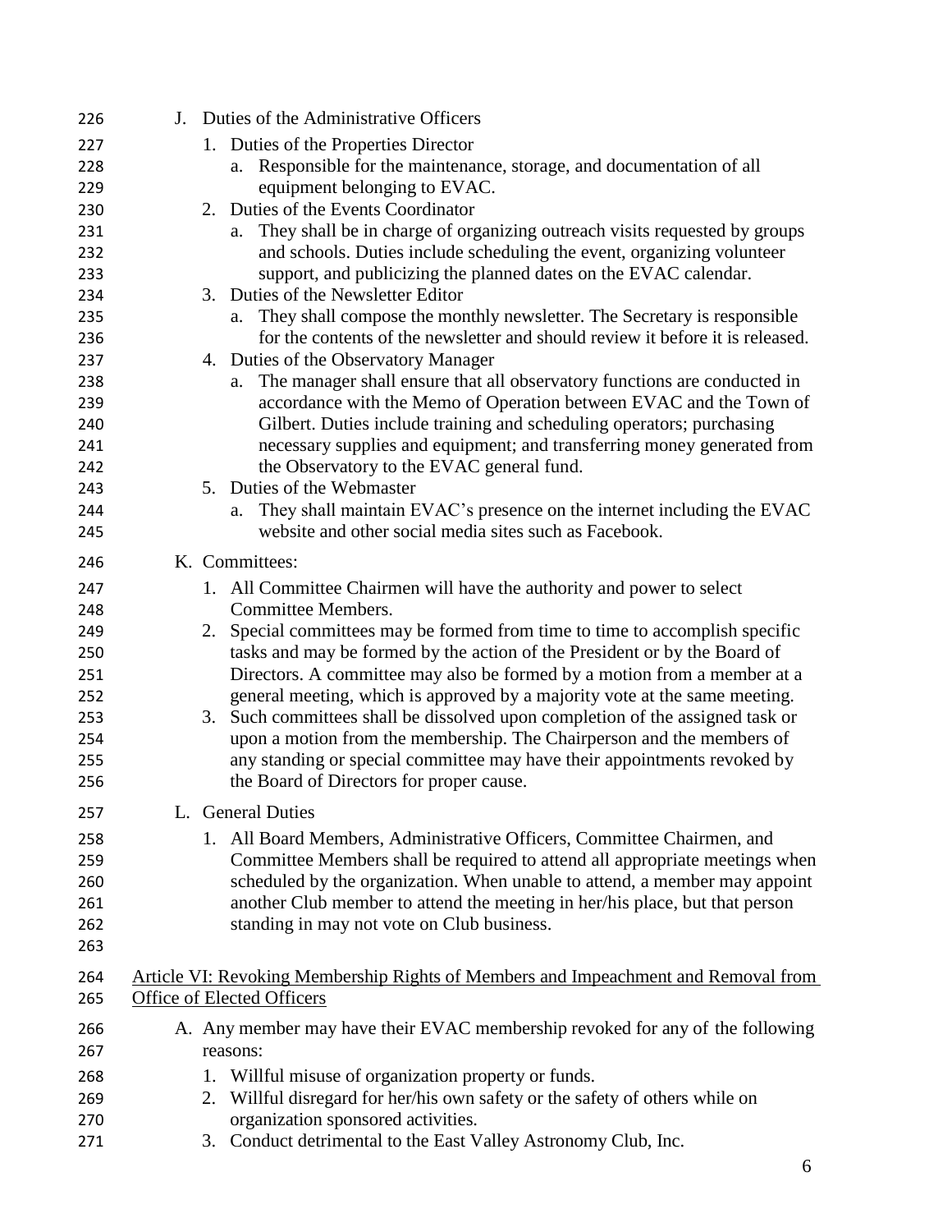J. Duties of the Administrative Officers

1. Duties of the Properties Director
    a. Responsible for the maintenance, storage, and documentation of all equipment belonging to EVAC.
2. Duties of the Events Coordinator
    a. They shall be in charge of organizing outreach visits requested by groups and schools. Duties include scheduling the event, organizing volunteer support, and publicizing the planned dates on the EVAC calendar.
3. Duties of the Newsletter Editor
    a. They shall compose the monthly newsletter. The Secretary is responsible for the contents of the newsletter and should review it before it is released.
4. Duties of the Observatory Manager
    a. The manager shall ensure that all observatory functions are conducted in accordance with the Memo of Operation between EVAC and the Town of Gilbert. Duties include training and scheduling operators; purchasing necessary supplies and equipment; and transferring money generated from the Observatory to the EVAC general fund.
5. Duties of the Webmaster
    a. They shall maintain EVAC's presence on the internet including the EVAC website and other social media sites such as Facebook.

K. Committees:

1. All Committee Chairmen will have the authority and power to select Committee Members.
2. Special committees may be formed from time to time to accomplish specific tasks and may be formed by the action of the President or by the Board of Directors. A committee may also be formed by a motion from a member at a general meeting, which is approved by a majority vote at the same meeting.
3. Such committees shall be dissolved upon completion of the assigned task or upon a motion from the membership. The Chairperson and the members of any standing or special committee may have their appointments revoked by the Board of Directors for proper cause.

L. General Duties

1. All Board Members, Administrative Officers, Committee Chairmen, and Committee Members shall be required to attend all appropriate meetings when scheduled by the organization. When unable to attend, a member may appoint another Club member to attend the meeting in her/his place, but that person standing in may not vote on Club business.

## Article VI: Revoking Membership Rights of Members and Impeachment and Removal from Office of Elected Officers

A. Any member may have their EVAC membership revoked for any of the following reasons:

1. Willful misuse of organization property or funds.
2. Willful disregard for her/his own safety or the safety of others while on organization sponsored activities.
3. Conduct detrimental to the East Valley Astronomy Club, Inc.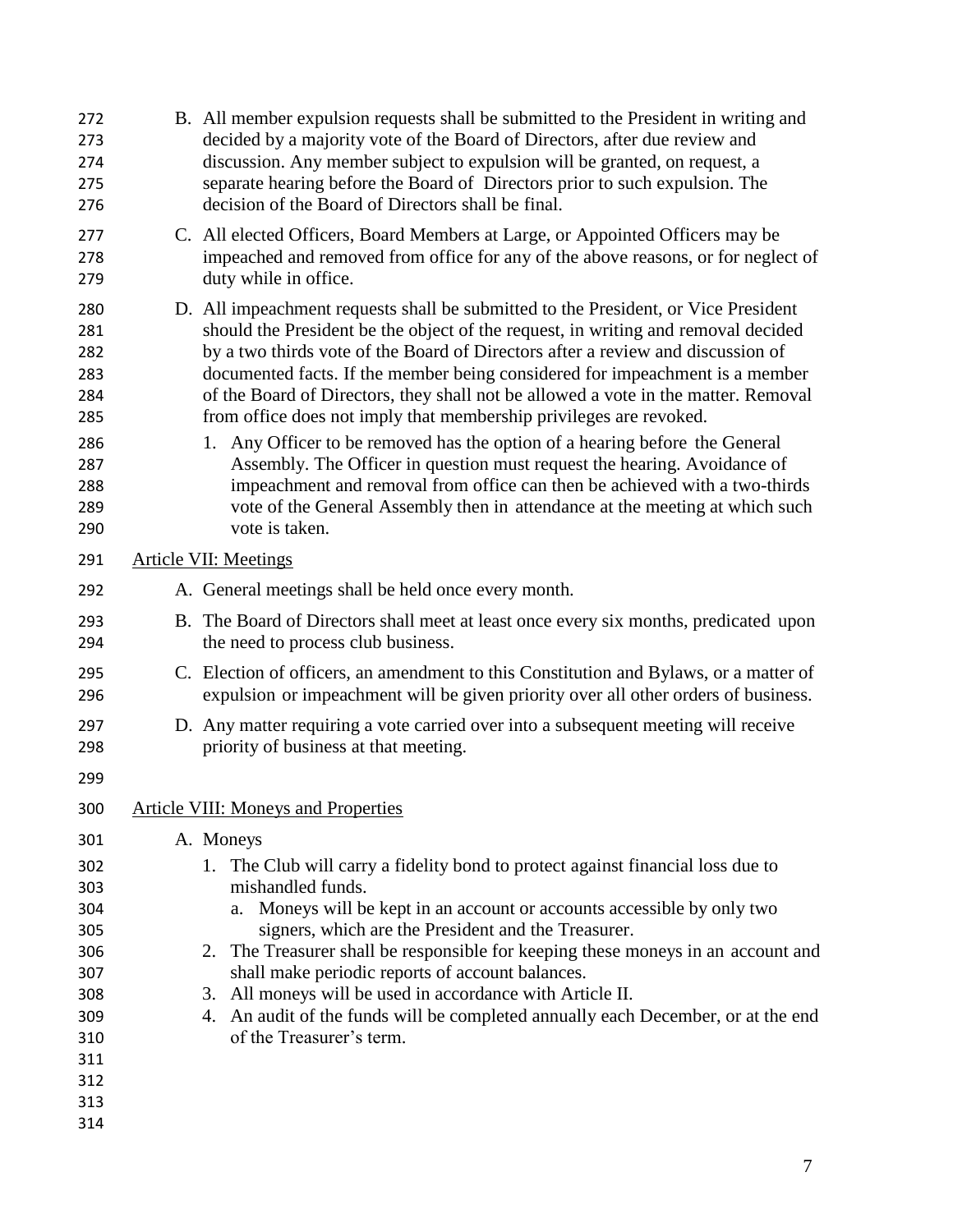B. All member expulsion requests shall be submitted to the President in writing and decided by a majority vote of the Board of Directors, after due review and discussion. Any member subject to expulsion will be granted, on request, a separate hearing before the Board of Directors prior to such expulsion. The decision of the Board of Directors shall be final.

C. All elected Officers, Board Members at Large, or Appointed Officers may be impeached and removed from office for any of the above reasons, or for neglect of duty while in office.

D. All impeachment requests shall be submitted to the President, or Vice President should the President be the object of the request, in writing and removal decided by a two thirds vote of the Board of Directors after a review and discussion of documented facts. If the member being considered for impeachment is a member of the Board of Directors, they shall not be allowed a vote in the matter. Removal from office does not imply that membership privileges are revoked.

   1. Any Officer to be removed has the option of a hearing before the General Assembly. The Officer in question must request the hearing. Avoidance of impeachment and removal from office can then be achieved with a two-thirds vote of the General Assembly then in attendance at the meeting at which such vote is taken.

## Article VII: Meetings

A. General meetings shall be held once every month.

B. The Board of Directors shall meet at least once every six months, predicated upon the need to process club business.

C. Election of officers, an amendment to this Constitution and Bylaws, or a matter of expulsion or impeachment will be given priority over all other orders of business.

D. Any matter requiring a vote carried over into a subsequent meeting will receive priority of business at that meeting.

## Article VIII: Moneys and Properties

A. Moneys

   1. The Club will carry a fidelity bond to protect against financial loss due to mishandled funds.
      a. Moneys will be kept in an account or accounts accessible by only two signers, which are the President and the Treasurer.
   2. The Treasurer shall be responsible for keeping these moneys in an account and shall make periodic reports of account balances.
   3. All moneys will be used in accordance with Article II.
   4. An audit of the funds will be completed annually each December, or at the end of the Treasurer's term.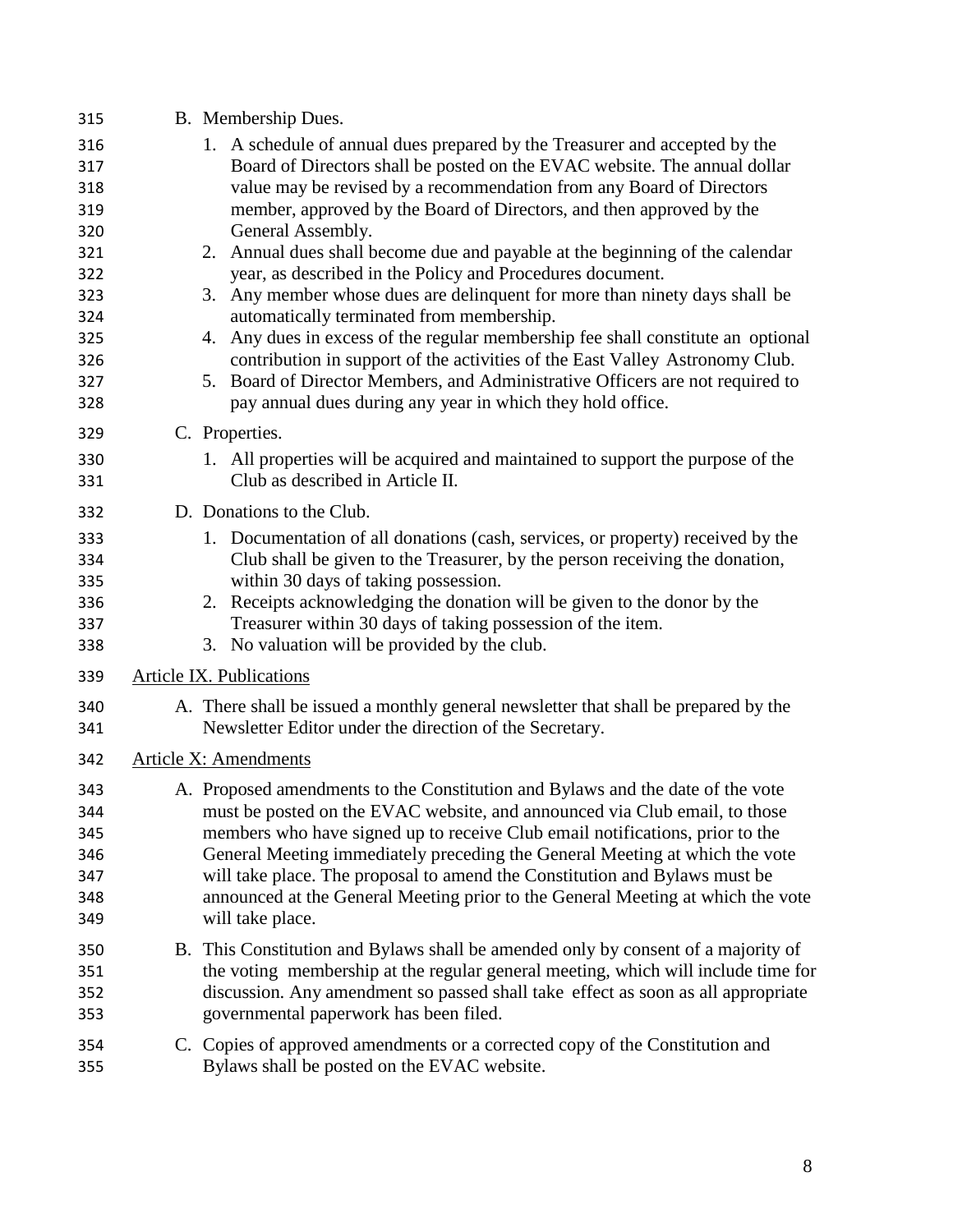B. Membership Dues.

1. A schedule of annual dues prepared by the Treasurer and accepted by the Board of Directors shall be posted on the EVAC website. The annual dollar value may be revised by a recommendation from any Board of Directors member, approved by the Board of Directors, and then approved by the General Assembly.
2. Annual dues shall become due and payable at the beginning of the calendar year, as described in the Policy and Procedures document.
3. Any member whose dues are delinquent for more than ninety days shall be automatically terminated from membership.
4. Any dues in excess of the regular membership fee shall constitute an optional contribution in support of the activities of the East Valley Astronomy Club.
5. Board of Director Members, and Administrative Officers are not required to pay annual dues during any year in which they hold office.

C. Properties.

1. All properties will be acquired and maintained to support the purpose of the Club as described in Article II.

D. Donations to the Club.

1. Documentation of all donations (cash, services, or property) received by the Club shall be given to the Treasurer, by the person receiving the donation, within 30 days of taking possession.
2. Receipts acknowledging the donation will be given to the donor by the Treasurer within 30 days of taking possession of the item.
3. No valuation will be provided by the club.

## Article IX. Publications

A. There shall be issued a monthly general newsletter that shall be prepared by the Newsletter Editor under the direction of the Secretary.

## Article X: Amendments

A. Proposed amendments to the Constitution and Bylaws and the date of the vote must be posted on the EVAC website, and announced via Club email, to those members who have signed up to receive Club email notifications, prior to the General Meeting immediately preceding the General Meeting at which the vote will take place. The proposal to amend the Constitution and Bylaws must be announced at the General Meeting prior to the General Meeting at which the vote will take place.

B. This Constitution and Bylaws shall be amended only by consent of a majority of the voting membership at the regular general meeting, which will include time for discussion. Any amendment so passed shall take effect as soon as all appropriate governmental paperwork has been filed.

C. Copies of approved amendments or a corrected copy of the Constitution and Bylaws shall be posted on the EVAC website.